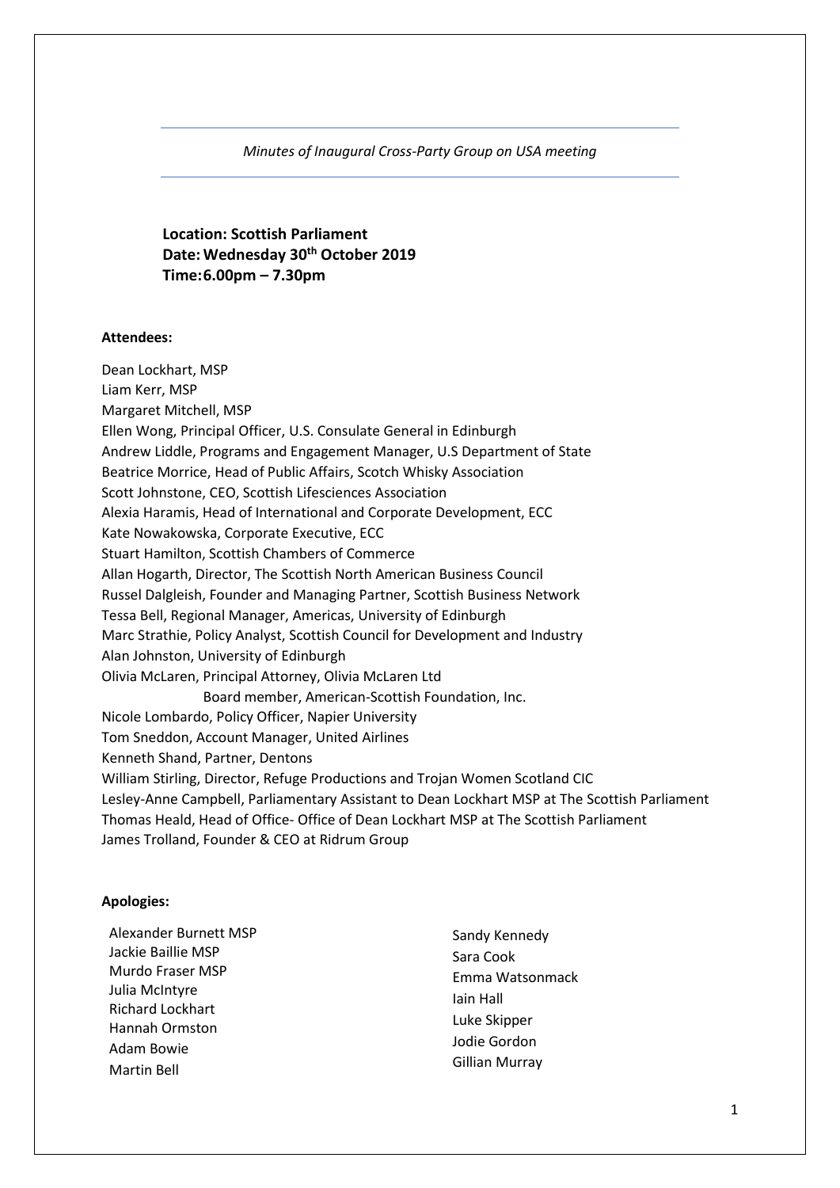*Minutes of Inaugural Cross-Party Group on USA meeting*

**Location: Scottish Parliament**
**Date: Wednesday 30th October 2019**
**Time: 6.00pm – 7.30pm**

**Attendees:**

Dean Lockhart, MSP
Liam Kerr, MSP
Margaret Mitchell, MSP
Ellen Wong, Principal Officer, U.S. Consulate General in Edinburgh
Andrew Liddle, Programs and Engagement Manager, U.S Department of State
Beatrice Morrice, Head of Public Affairs, Scotch Whisky Association
Scott Johnstone, CEO, Scottish Lifesciences Association
Alexia Haramis, Head of International and Corporate Development, ECC
Kate Nowakowska, Corporate Executive, ECC
Stuart Hamilton, Scottish Chambers of Commerce
Allan Hogarth, Director, The Scottish North American Business Council
Russel Dalgleish, Founder and Managing Partner, Scottish Business Network
Tessa Bell, Regional Manager, Americas, University of Edinburgh
Marc Strathie, Policy Analyst, Scottish Council for Development and Industry
Alan Johnston, University of Edinburgh
Olivia McLaren, Principal Attorney, Olivia McLaren Ltd
Board member, American-Scottish Foundation, Inc.
Nicole Lombardo, Policy Officer, Napier University
Tom Sneddon, Account Manager, United Airlines
Kenneth Shand, Partner, Dentons
William Stirling, Director, Refuge Productions and Trojan Women Scotland CIC
Lesley-Anne Campbell, Parliamentary Assistant to Dean Lockhart MSP at The Scottish Parliament
Thomas Heald, Head of Office- Office of Dean Lockhart MSP at The Scottish Parliament
James Trolland, Founder & CEO at Ridrum Group

**Apologies:**

Alexander Burnett MSP
Jackie Baillie MSP
Murdo Fraser MSP
Julia McIntyre
Richard Lockhart
Hannah Ormston
Adam Bowie
Martin Bell
Sandy Kennedy
Sara Cook
Emma Watsonmack
Iain Hall
Luke Skipper
Jodie Gordon
Gillian Murray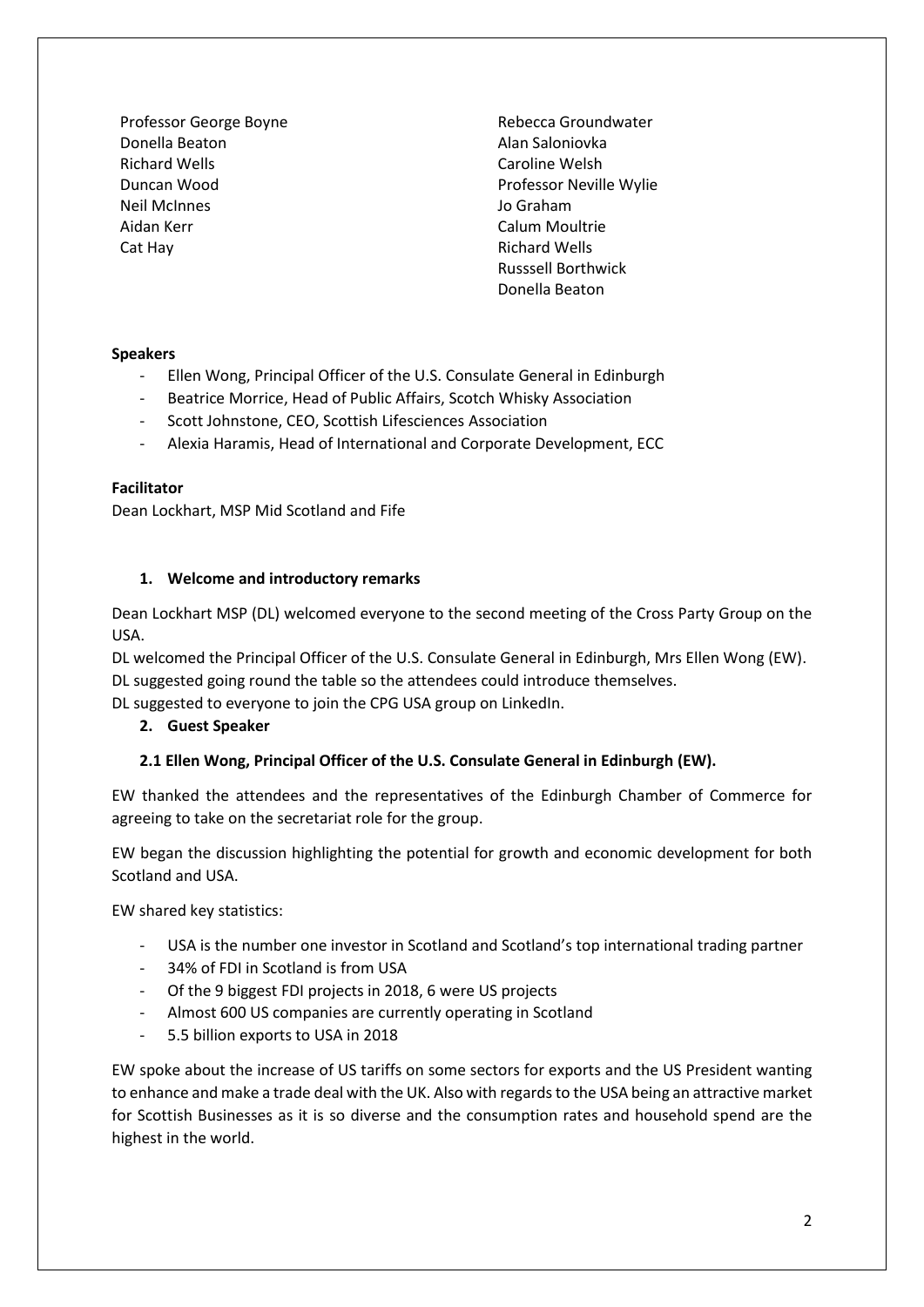Professor George Boyne
Donella Beaton
Richard Wells
Duncan Wood
Neil McInnes
Aidan Kerr
Cat Hay
Rebecca Groundwater
Alan Saloniovka
Caroline Welsh
Professor Neville Wylie
Jo Graham
Calum Moultrie
Richard Wells
Russsell Borthwick
Donella Beaton

**Speakers**

- Ellen Wong, Principal Officer of the U.S. Consulate General in Edinburgh
- Beatrice Morrice, Head of Public Affairs, Scotch Whisky Association
- Scott Johnstone, CEO, Scottish Lifesciences Association
- Alexia Haramis, Head of International and Corporate Development, ECC

**Facilitator**

Dean Lockhart, MSP Mid Scotland and Fife

**1. Welcome and introductory remarks**

Dean Lockhart MSP (DL) welcomed everyone to the second meeting of the Cross Party Group on the USA.

DL welcomed the Principal Officer of the U.S. Consulate General in Edinburgh, Mrs Ellen Wong (EW).
DL suggested going round the table so the attendees could introduce themselves.
DL suggested to everyone to join the CPG USA group on LinkedIn.

**2. Guest Speaker**

**2.1 Ellen Wong, Principal Officer of the U.S. Consulate General in Edinburgh (EW).**

EW thanked the attendees and the representatives of the Edinburgh Chamber of Commerce for agreeing to take on the secretariat role for the group.

EW began the discussion highlighting the potential for growth and economic development for both Scotland and USA.

EW shared key statistics:

- USA is the number one investor in Scotland and Scotland's top international trading partner
- 34% of FDI in Scotland is from USA
- Of the 9 biggest FDI projects in 2018, 6 were US projects
- Almost 600 US companies are currently operating in Scotland
- 5.5 billion exports to USA in 2018

EW spoke about the increase of US tariffs on some sectors for exports and the US President wanting to enhance and make a trade deal with the UK. Also with regards to the USA being an attractive market for Scottish Businesses as it is so diverse and the consumption rates and household spend are the highest in the world.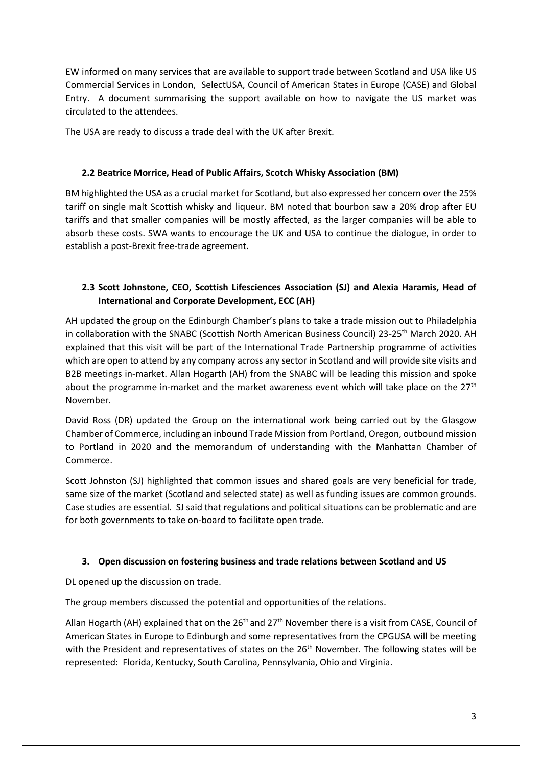EW informed on many services that are available to support trade between Scotland and USA like US Commercial Services in London, SelectUSA, Council of American States in Europe (CASE) and Global Entry. A document summarising the support available on how to navigate the US market was circulated to the attendees.

The USA are ready to discuss a trade deal with the UK after Brexit.

### 2.2 Beatrice Morrice, Head of Public Affairs, Scotch Whisky Association (BM)

BM highlighted the USA as a crucial market for Scotland, but also expressed her concern over the 25% tariff on single malt Scottish whisky and liqueur. BM noted that bourbon saw a 20% drop after EU tariffs and that smaller companies will be mostly affected, as the larger companies will be able to absorb these costs. SWA wants to encourage the UK and USA to continue the dialogue, in order to establish a post-Brexit free-trade agreement.

### 2.3 Scott Johnstone, CEO, Scottish Lifesciences Association (SJ) and Alexia Haramis, Head of International and Corporate Development, ECC (AH)

AH updated the group on the Edinburgh Chamber's plans to take a trade mission out to Philadelphia in collaboration with the SNABC (Scottish North American Business Council) 23-25th March 2020. AH explained that this visit will be part of the International Trade Partnership programme of activities which are open to attend by any company across any sector in Scotland and will provide site visits and B2B meetings in-market. Allan Hogarth (AH) from the SNABC will be leading this mission and spoke about the programme in-market and the market awareness event which will take place on the 27th November.

David Ross (DR) updated the Group on the international work being carried out by the Glasgow Chamber of Commerce, including an inbound Trade Mission from Portland, Oregon, outbound mission to Portland in 2020 and the memorandum of understanding with the Manhattan Chamber of Commerce.

Scott Johnston (SJ) highlighted that common issues and shared goals are very beneficial for trade, same size of the market (Scotland and selected state) as well as funding issues are common grounds. Case studies are essential. SJ said that regulations and political situations can be problematic and are for both governments to take on-board to facilitate open trade.

## 3. Open discussion on fostering business and trade relations between Scotland and US

DL opened up the discussion on trade.

The group members discussed the potential and opportunities of the relations.

Allan Hogarth (AH) explained that on the 26th and 27th November there is a visit from CASE, Council of American States in Europe to Edinburgh and some representatives from the CPGUSA will be meeting with the President and representatives of states on the 26th November. The following states will be represented: Florida, Kentucky, South Carolina, Pennsylvania, Ohio and Virginia.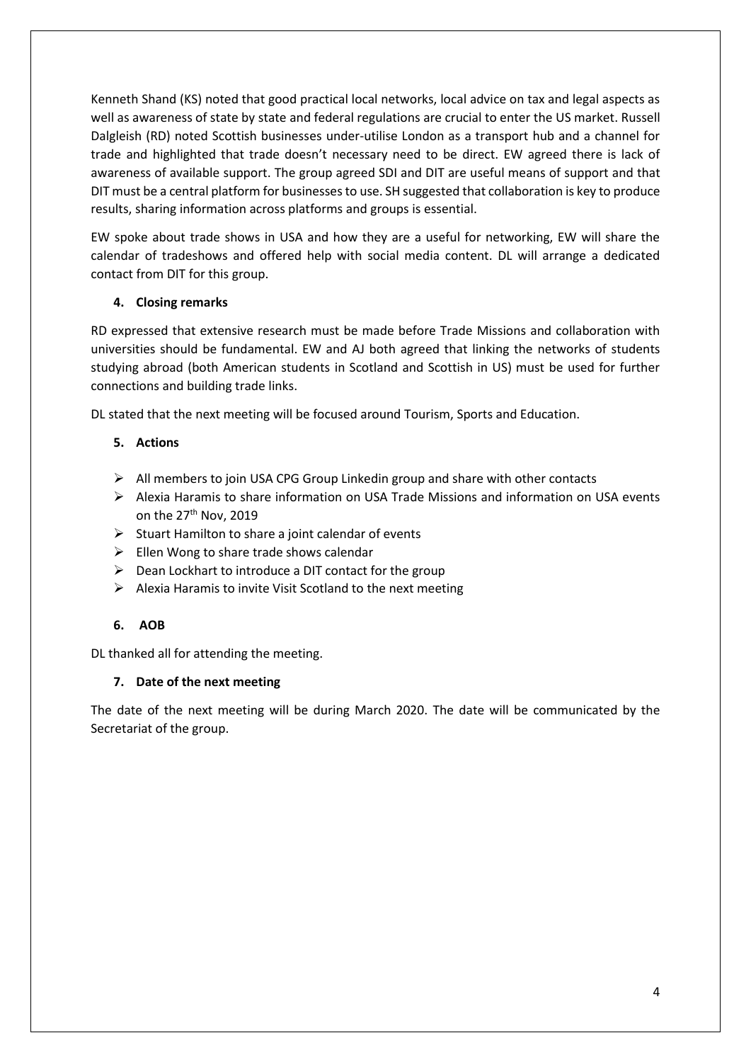Kenneth Shand (KS) noted that good practical local networks, local advice on tax and legal aspects as well as awareness of state by state and federal regulations are crucial to enter the US market. Russell Dalgleish (RD) noted Scottish businesses under-utilise London as a transport hub and a channel for trade and highlighted that trade doesn't necessary need to be direct. EW agreed there is lack of awareness of available support. The group agreed SDI and DIT are useful means of support and that DIT must be a central platform for businesses to use. SH suggested that collaboration is key to produce results, sharing information across platforms and groups is essential.

EW spoke about trade shows in USA and how they are a useful for networking, EW will share the calendar of tradeshows and offered help with social media content. DL will arrange a dedicated contact from DIT for this group.

**4. Closing remarks**

RD expressed that extensive research must be made before Trade Missions and collaboration with universities should be fundamental. EW and AJ both agreed that linking the networks of students studying abroad (both American students in Scotland and Scottish in US) must be used for further connections and building trade links.

DL stated that the next meeting will be focused around Tourism, Sports and Education.

**5. Actions**

- All members to join USA CPG Group Linkedin group and share with other contacts
- Alexia Haramis to share information on USA Trade Missions and information on USA events on the 27th Nov, 2019
- Stuart Hamilton to share a joint calendar of events
- Ellen Wong to share trade shows calendar
- Dean Lockhart to introduce a DIT contact for the group
- Alexia Haramis to invite Visit Scotland to the next meeting

**6. AOB**

DL thanked all for attending the meeting.

**7. Date of the next meeting**

The date of the next meeting will be during March 2020. The date will be communicated by the Secretariat of the group.